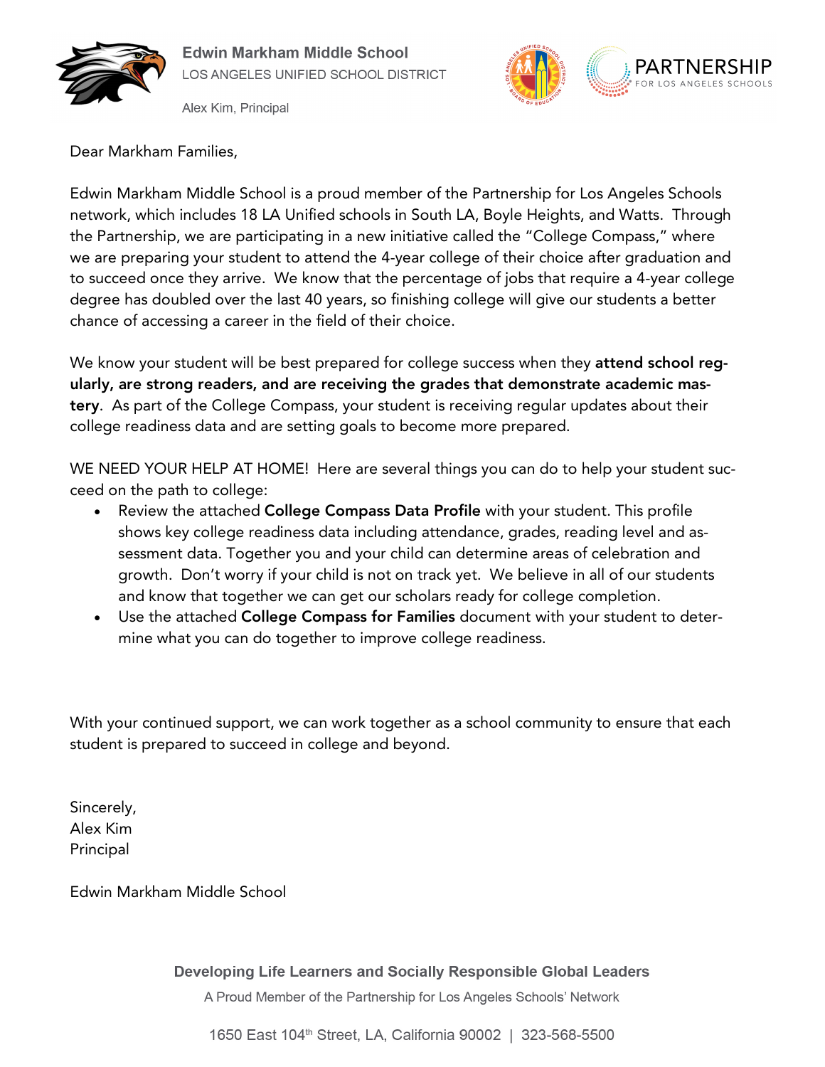**Edwin Markham Middle School**
LOS ANGELES UNIFIED SCHOOL DISTRICT
Alex Kim, Principal

PARTNERSHIP FOR LOS ANGELES SCHOOLS

Dear Markham Families,

Edwin Markham Middle School is a proud member of the Partnership for Los Angeles Schools network, which includes 18 LA Unified schools in South LA, Boyle Heights, and Watts. Through the Partnership, we are participating in a new initiative called the "College Compass," where we are preparing your student to attend the 4-year college of their choice after graduation and to succeed once they arrive. We know that the percentage of jobs that require a 4-year college degree has doubled over the last 40 years, so finishing college will give our students a better chance of accessing a career in the field of their choice.

We know your student will be best prepared for college success when they **attend school regularly, are strong readers, and are receiving the grades that demonstrate academic mastery**. As part of the College Compass, your student is receiving regular updates about their college readiness data and are setting goals to become more prepared.

WE NEED YOUR HELP AT HOME! Here are several things you can do to help your student succeed on the path to college:

- Review the attached **College Compass Data Profile** with your student. This profile shows key college readiness data including attendance, grades, reading level and assessment data. Together you and your child can determine areas of celebration and growth. Don't worry if your child is not on track yet. We believe in all of our students and know that together we can get our scholars ready for college completion.
- Use the attached **College Compass for Families** document with your student to determine what you can do together to improve college readiness.

With your continued support, we can work together as a school community to ensure that each student is prepared to succeed in college and beyond.

Sincerely,
Alex Kim
Principal

Edwin Markham Middle School

**Developing Life Learners and Socially Responsible Global Leaders**

A Proud Member of the Partnership for Los Angeles Schools' Network

1650 East 104th Street, LA, California 90002 | 323-568-5500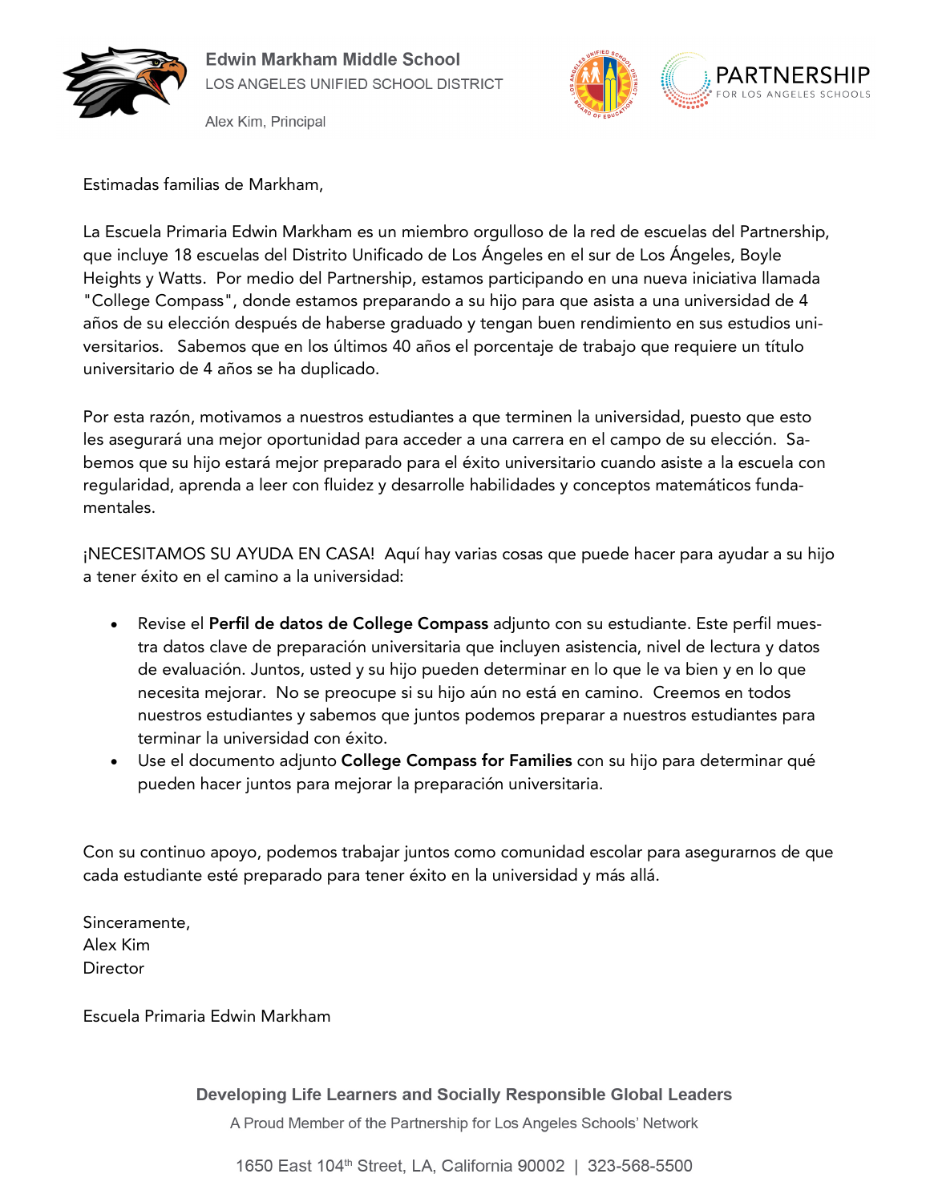Edwin Markham Middle School

LOS ANGELES UNIFIED SCHOOL DISTRICT

Alex Kim, Principal

PARTNERSHIP FOR LOS ANGELES SCHOOLS

Estimadas familias de Markham,

La Escuela Primaria Edwin Markham es un miembro orgulloso de la red de escuelas del Partnership, que incluye 18 escuelas del Distrito Unificado de Los Ángeles en el sur de Los Ángeles, Boyle Heights y Watts. Por medio del Partnership, estamos participando en una nueva iniciativa llamada "College Compass", donde estamos preparando a su hijo para que asista a una universidad de 4 años de su elección después de haberse graduado y tengan buen rendimiento en sus estudios universitarios. Sabemos que en los últimos 40 años el porcentaje de trabajo que requiere un título universitario de 4 años se ha duplicado.

Por esta razón, motivamos a nuestros estudiantes a que terminen la universidad, puesto que esto les asegurará una mejor oportunidad para acceder a una carrera en el campo de su elección. Sabemos que su hijo estará mejor preparado para el éxito universitario cuando asiste a la escuela con regularidad, aprenda a leer con fluidez y desarrolle habilidades y conceptos matemáticos fundamentales.

¡NECESITAMOS SU AYUDA EN CASA! Aquí hay varias cosas que puede hacer para ayudar a su hijo a tener éxito en el camino a la universidad:

- Revise el **Perfil de datos de College Compass** adjunto con su estudiante. Este perfil muestra datos clave de preparación universitaria que incluyen asistencia, nivel de lectura y datos de evaluación. Juntos, usted y su hijo pueden determinar en lo que le va bien y en lo que necesita mejorar. No se preocupe si su hijo aún no está en camino. Creemos en todos nuestros estudiantes y sabemos que juntos podemos preparar a nuestros estudiantes para terminar la universidad con éxito.
- Use el documento adjunto **College Compass for Families** con su hijo para determinar qué pueden hacer juntos para mejorar la preparación universitaria.

Con su continuo apoyo, podemos trabajar juntos como comunidad escolar para asegurarnos de que cada estudiante esté preparado para tener éxito en la universidad y más allá.

Sinceramente,
Alex Kim
Director

Escuela Primaria Edwin Markham

**Developing Life Learners and Socially Responsible Global Leaders**

A Proud Member of the Partnership for Los Angeles Schools' Network

1650 East 104th Street, LA, California 90002 | 323-568-5500